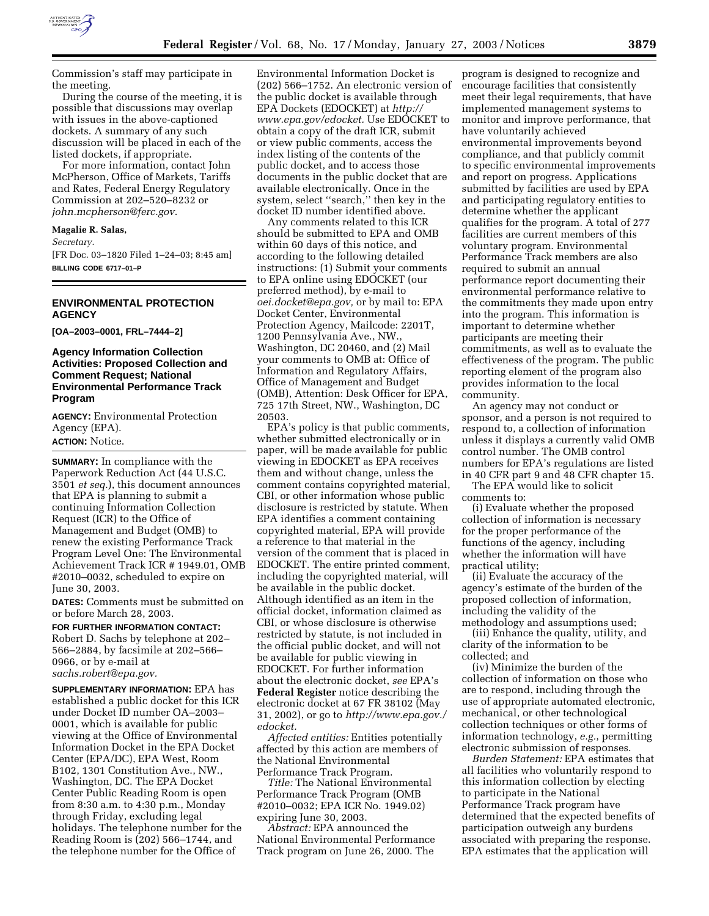Commission's staff may participate in the meeting.

During the course of the meeting, it is possible that discussions may overlap with issues in the above-captioned dockets. A summary of any such discussion will be placed in each of the listed dockets, if appropriate.

For more information, contact John McPherson, Office of Markets, Tariffs and Rates, Federal Energy Regulatory Commission at 202–520–8232 or *john.mcpherson@ferc.gov*.

**Magalie R. Salas,**

*Secretary.*

[FR Doc. 03–1820 Filed 1–24–03; 8:45 am]

**BILLING CODE 6717–01–P**

## ENVIRONMENTAL PROTECTION AGENCY

**[OA–2003–0001, FRL–7444–2]**

### Agency Information Collection Activities: Proposed Collection and Comment Request; National Environmental Performance Track Program

**AGENCY:** Environmental Protection Agency (EPA).

**ACTION:** Notice.

**SUMMARY:** In compliance with the Paperwork Reduction Act (44 U.S.C. 3501 *et seq.*), this document announces that EPA is planning to submit a continuing Information Collection Request (ICR) to the Office of Management and Budget (OMB) to renew the existing Performance Track Program Level One: The Environmental Achievement Track ICR # 1949.01, OMB #2010–0032, scheduled to expire on June 30, 2003.

**DATES:** Comments must be submitted on or before March 28, 2003.

**FOR FURTHER INFORMATION CONTACT:** Robert D. Sachs by telephone at 202–566–2884, by facsimile at 202–566–0966, or by e-mail at *sachs.robert@epa.gov.*

**SUPPLEMENTARY INFORMATION:** EPA has established a public docket for this ICR under Docket ID number OA–2003–0001, which is available for public viewing at the Office of Environmental Information Docket in the EPA Docket Center (EPA/DC), EPA West, Room B102, 1301 Constitution Ave., NW., Washington, DC. The EPA Docket Center Public Reading Room is open from 8:30 a.m. to 4:30 p.m., Monday through Friday, excluding legal holidays. The telephone number for the Reading Room is (202) 566–1744, and the telephone number for the Office of Environmental Information Docket is (202) 566–1752. An electronic version of the public docket is available through EPA Dockets (EDOCKET) at *http://www.epa.gov/edocket.* Use EDOCKET to obtain a copy of the draft ICR, submit or view public comments, access the index listing of the contents of the public docket, and to access those documents in the public docket that are available electronically. Once in the system, select "search," then key in the docket ID number identified above.

Any comments related to this ICR should be submitted to EPA and OMB within 60 days of this notice, and according to the following detailed instructions: (1) Submit your comments to EPA online using EDOCKET (our preferred method), by e-mail to *oei.docket@epa.gov,* or by mail to: EPA Docket Center, Environmental Protection Agency, Mailcode: 2201T, 1200 Pennsylvania Ave., NW., Washington, DC 20460, and (2) Mail your comments to OMB at: Office of Information and Regulatory Affairs, Office of Management and Budget (OMB), Attention: Desk Officer for EPA, 725 17th Street, NW., Washington, DC 20503.

EPA's policy is that public comments, whether submitted electronically or in paper, will be made available for public viewing in EDOCKET as EPA receives them and without change, unless the comment contains copyrighted material, CBI, or other information whose public disclosure is restricted by statute. When EPA identifies a comment containing copyrighted material, EPA will provide a reference to that material in the version of the comment that is placed in EDOCKET. The entire printed comment, including the copyrighted material, will be available in the public docket. Although identified as an item in the official docket, information claimed as CBI, or whose disclosure is otherwise restricted by statute, is not included in the official public docket, and will not be available for public viewing in EDOCKET. For further information about the electronic docket, *see* EPA's **Federal Register** notice describing the electronic docket at 67 FR 38102 (May 31, 2002), or go to *http://www.epa.gov./edocket.*

*Affected entities:* Entities potentially affected by this action are members of the National Environmental Performance Track Program.

*Title:* The National Environmental Performance Track Program (OMB #2010–0032; EPA ICR No. 1949.02) expiring June 30, 2003.

*Abstract:* EPA announced the National Environmental Performance Track program on June 26, 2000. The program is designed to recognize and encourage facilities that consistently meet their legal requirements, that have implemented management systems to monitor and improve performance, that have voluntarily achieved environmental improvements beyond compliance, and that publicly commit to specific environmental improvements and report on progress. Applications submitted by facilities are used by EPA and participating regulatory entities to determine whether the applicant qualifies for the program. A total of 277 facilities are current members of this voluntary program. Environmental Performance Track members are also required to submit an annual performance report documenting their environmental performance relative to the commitments they made upon entry into the program. This information is important to determine whether participants are meeting their commitments, as well as to evaluate the effectiveness of the program. The public reporting element of the program also provides information to the local community.

An agency may not conduct or sponsor, and a person is not required to respond to, a collection of information unless it displays a currently valid OMB control number. The OMB control numbers for EPA's regulations are listed in 40 CFR part 9 and 48 CFR chapter 15.

The EPA would like to solicit comments to:

(i) Evaluate whether the proposed collection of information is necessary for the proper performance of the functions of the agency, including whether the information will have practical utility;

(ii) Evaluate the accuracy of the agency's estimate of the burden of the proposed collection of information, including the validity of the methodology and assumptions used;

(iii) Enhance the quality, utility, and clarity of the information to be collected; and

(iv) Minimize the burden of the collection of information on those who are to respond, including through the use of appropriate automated electronic, mechanical, or other technological collection techniques or other forms of information technology, *e.g.*, permitting electronic submission of responses.

*Burden Statement:* EPA estimates that all facilities who voluntarily respond to this information collection by electing to participate in the National Performance Track program have determined that the expected benefits of participation outweigh any burdens associated with preparing the response. EPA estimates that the application will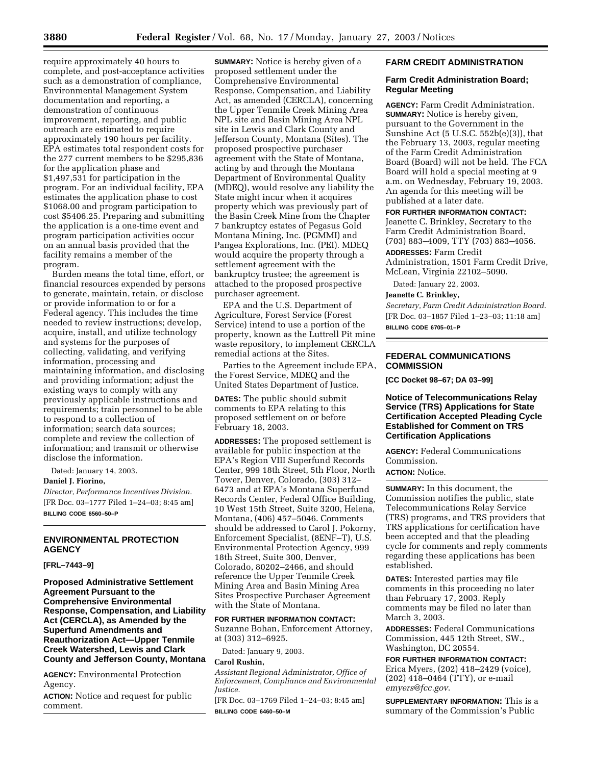require approximately 40 hours to complete, and post-acceptance activities such as a demonstration of compliance, Environmental Management System documentation and reporting, a demonstration of continuous improvement, reporting, and public outreach are estimated to require approximately 190 hours per facility. EPA estimates total respondent costs for the 277 current members to be $295,836 for the application phase and $1,497,531 for participation in the program. For an individual facility, EPA estimates the application phase to cost $1068.00 and program participation to cost $5406.25. Preparing and submitting the application is a one-time event and program participation activities occur on an annual basis provided that the facility remains a member of the program.

Burden means the total time, effort, or financial resources expended by persons to generate, maintain, retain, or disclose or provide information to or for a Federal agency. This includes the time needed to review instructions; develop, acquire, install, and utilize technology and systems for the purposes of collecting, validating, and verifying information, processing and maintaining information, and disclosing and providing information; adjust the existing ways to comply with any previously applicable instructions and requirements; train personnel to be able to respond to a collection of information; search data sources; complete and review the collection of information; and transmit or otherwise disclose the information.

Dated: January 14, 2003.

**Daniel J. Fiorino,**

*Director, Performance Incentives Division.*

[FR Doc. 03–1777 Filed 1–24–03; 8:45 am]

**BILLING CODE 6560–50–P**

## ENVIRONMENTAL PROTECTION AGENCY

**[FRL–7443–9]**

### Proposed Administrative Settlement Agreement Pursuant to the Comprehensive Environmental Response, Compensation, and Liability Act (CERCLA), as Amended by the Superfund Amendments and Reauthorization Act—Upper Tenmile Creek Watershed, Lewis and Clark County and Jefferson County, Montana

**AGENCY:** Environmental Protection Agency.

**ACTION:** Notice and request for public comment.

**SUMMARY:** Notice is hereby given of a proposed settlement under the Comprehensive Environmental Response, Compensation, and Liability Act, as amended (CERCLA), concerning the Upper Tenmile Creek Mining Area NPL site and Basin Mining Area NPL site in Lewis and Clark County and Jefferson County, Montana (Sites). The proposed prospective purchaser agreement with the State of Montana, acting by and through the Montana Department of Environmental Quality (MDEQ), would resolve any liability the State might incur when it acquires property which was previously part of the Basin Creek Mine from the Chapter 7 bankruptcy estates of Pegasus Gold Montana Mining, Inc. (PGMMI) and Pangea Explorations, Inc. (PEI). MDEQ would acquire the property through a settlement agreement with the bankruptcy trustee; the agreement is attached to the proposed prospective purchaser agreement.

EPA and the U.S. Department of Agriculture, Forest Service (Forest Service) intend to use a portion of the property, known as the Luttrell Pit mine waste repository, to implement CERCLA remedial actions at the Sites.

Parties to the Agreement include EPA, the Forest Service, MDEQ and the United States Department of Justice.

**DATES:** The public should submit comments to EPA relating to this proposed settlement on or before February 18, 2003.

**ADDRESSES:** The proposed settlement is available for public inspection at the EPA's Region VIII Superfund Records Center, 999 18th Street, 5th Floor, North Tower, Denver, Colorado, (303) 312–6473 and at EPA's Montana Superfund Records Center, Federal Office Building, 10 West 15th Street, Suite 3200, Helena, Montana, (406) 457–5046. Comments should be addressed to Carol J. Pokorny, Enforcement Specialist, (8ENF–T), U.S. Environmental Protection Agency, 999 18th Street, Suite 300, Denver, Colorado, 80202–2466, and should reference the Upper Tenmile Creek Mining Area and Basin Mining Area Sites Prospective Purchaser Agreement with the State of Montana.

**FOR FURTHER INFORMATION CONTACT:** Suzanne Bohan, Enforcement Attorney, at (303) 312–6925.

Dated: January 9, 2003.

**Carol Rushin,**

*Assistant Regional Administrator, Office of Enforcement, Compliance and Environmental Justice.*

[FR Doc. 03–1769 Filed 1–24–03; 8:45 am]

**BILLING CODE 6460–50–M**

## FARM CREDIT ADMINISTRATION

### Farm Credit Administration Board; Regular Meeting

**AGENCY:** Farm Credit Administration.

**SUMMARY:** Notice is hereby given, pursuant to the Government in the Sunshine Act (5 U.S.C. 552b(e)(3)), that the February 13, 2003, regular meeting of the Farm Credit Administration Board (Board) will not be held. The FCA Board will hold a special meeting at 9 a.m. on Wednesday, February 19, 2003. An agenda for this meeting will be published at a later date.

**FOR FURTHER INFORMATION CONTACT:** Jeanette C. Brinkley, Secretary to the Farm Credit Administration Board, (703) 883–4009, TTY (703) 883–4056.

**ADDRESSES:** Farm Credit Administration, 1501 Farm Credit Drive, McLean, Virginia 22102–5090.

Dated: January 22, 2003.

**Jeanette C. Brinkley,**

*Secretary, Farm Credit Administration Board.*

[FR Doc. 03–1857 Filed 1–23–03; 11:18 am]

**BILLING CODE 6705–01–P**

## FEDERAL COMMUNICATIONS COMMISSION

**[CC Docket 98–67; DA 03–99]**

### Notice of Telecommunications Relay Service (TRS) Applications for State Certification Accepted Pleading Cycle Established for Comment on TRS Certification Applications

**AGENCY:** Federal Communications Commission.

**ACTION:** Notice.

**SUMMARY:** In this document, the Commission notifies the public, state Telecommunications Relay Service (TRS) programs, and TRS providers that TRS applications for certification have been accepted and that the pleading cycle for comments and reply comments regarding these applications has been established.

**DATES:** Interested parties may file comments in this proceeding no later than February 17, 2003. Reply comments may be filed no later than March 3, 2003.

**ADDRESSES:** Federal Communications Commission, 445 12th Street, SW., Washington, DC 20554.

**FOR FURTHER INFORMATION CONTACT:** Erica Myers, (202) 418–2429 (voice), (202) 418–0464 (TTY), or e-mail *emyers@fcc.gov*.

**SUPPLEMENTARY INFORMATION:** This is a summary of the Commission's Public